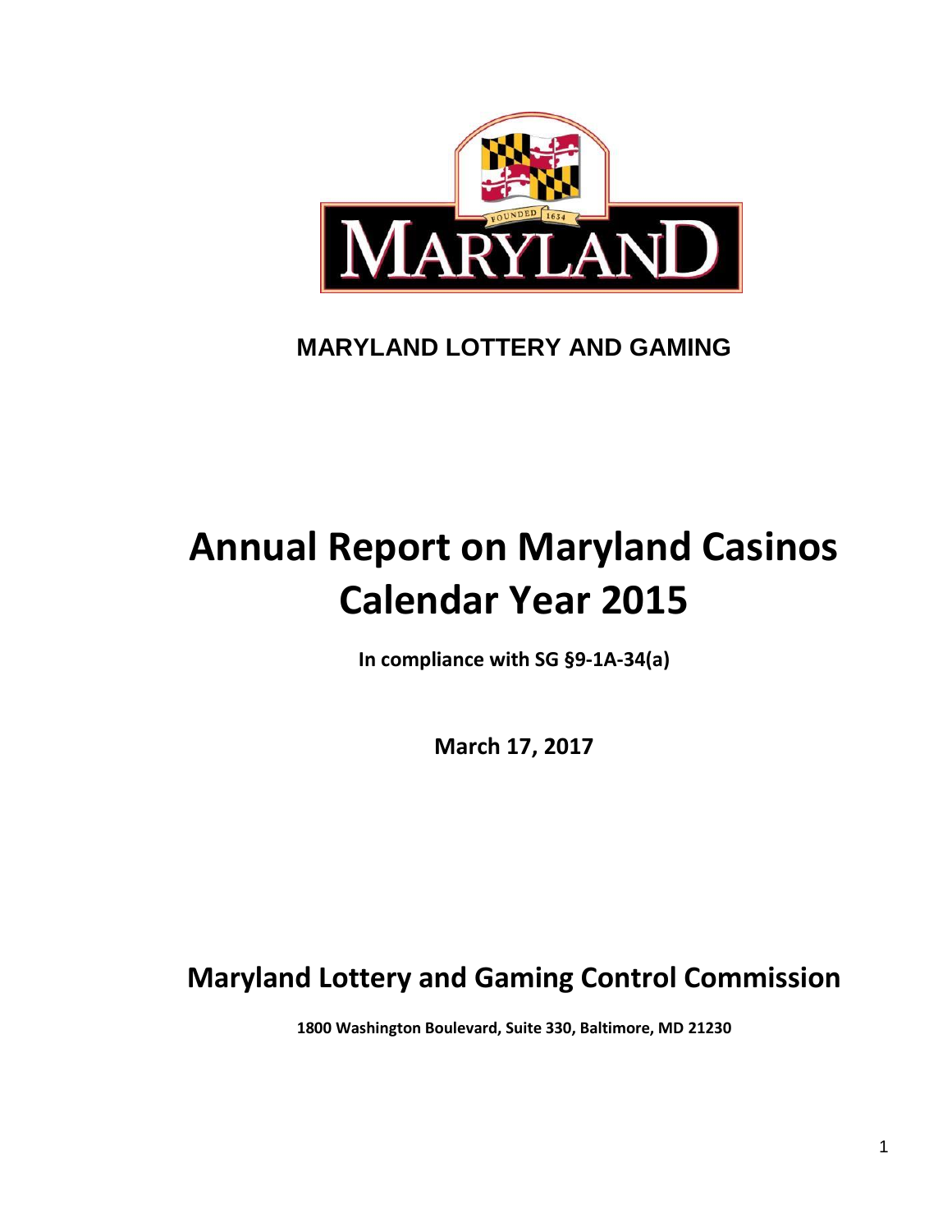MARYLAND LOTTERY AND GAMING

# Annual Report on Maryland Casinos
# Calendar Year 2015

**In compliance with SG §9-1A-34(a)**

**March 17, 2017**

## Maryland Lottery and Gaming Control Commission

**1800 Washington Boulevard, Suite 330, Baltimore, MD 21230**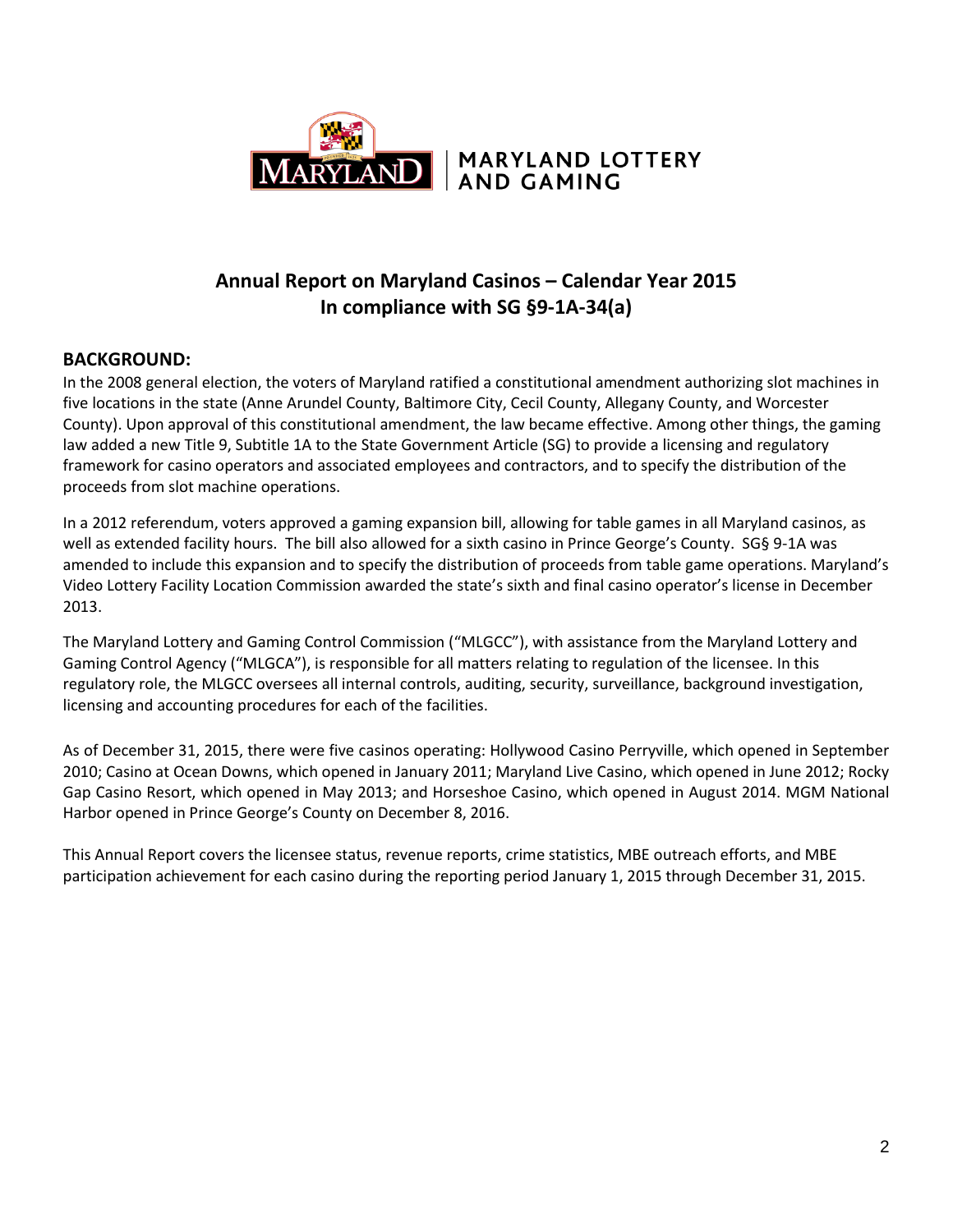MARYLAND LOTTERY AND GAMING

# Annual Report on Maryland Casinos – Calendar Year 2015
# In compliance with SG §9-1A-34(a)

## BACKGROUND:

In the 2008 general election, the voters of Maryland ratified a constitutional amendment authorizing slot machines in five locations in the state (Anne Arundel County, Baltimore City, Cecil County, Allegany County, and Worcester County). Upon approval of this constitutional amendment, the law became effective. Among other things, the gaming law added a new Title 9, Subtitle 1A to the State Government Article (SG) to provide a licensing and regulatory framework for casino operators and associated employees and contractors, and to specify the distribution of the proceeds from slot machine operations.

In a 2012 referendum, voters approved a gaming expansion bill, allowing for table games in all Maryland casinos, as well as extended facility hours. The bill also allowed for a sixth casino in Prince George's County. SG§ 9-1A was amended to include this expansion and to specify the distribution of proceeds from table game operations. Maryland's Video Lottery Facility Location Commission awarded the state's sixth and final casino operator's license in December 2013.

The Maryland Lottery and Gaming Control Commission ("MLGCC"), with assistance from the Maryland Lottery and Gaming Control Agency ("MLGCA"), is responsible for all matters relating to regulation of the licensee. In this regulatory role, the MLGCC oversees all internal controls, auditing, security, surveillance, background investigation, licensing and accounting procedures for each of the facilities.

As of December 31, 2015, there were five casinos operating: Hollywood Casino Perryville, which opened in September 2010; Casino at Ocean Downs, which opened in January 2011; Maryland Live Casino, which opened in June 2012; Rocky Gap Casino Resort, which opened in May 2013; and Horseshoe Casino, which opened in August 2014. MGM National Harbor opened in Prince George's County on December 8, 2016.

This Annual Report covers the licensee status, revenue reports, crime statistics, MBE outreach efforts, and MBE participation achievement for each casino during the reporting period January 1, 2015 through December 31, 2015.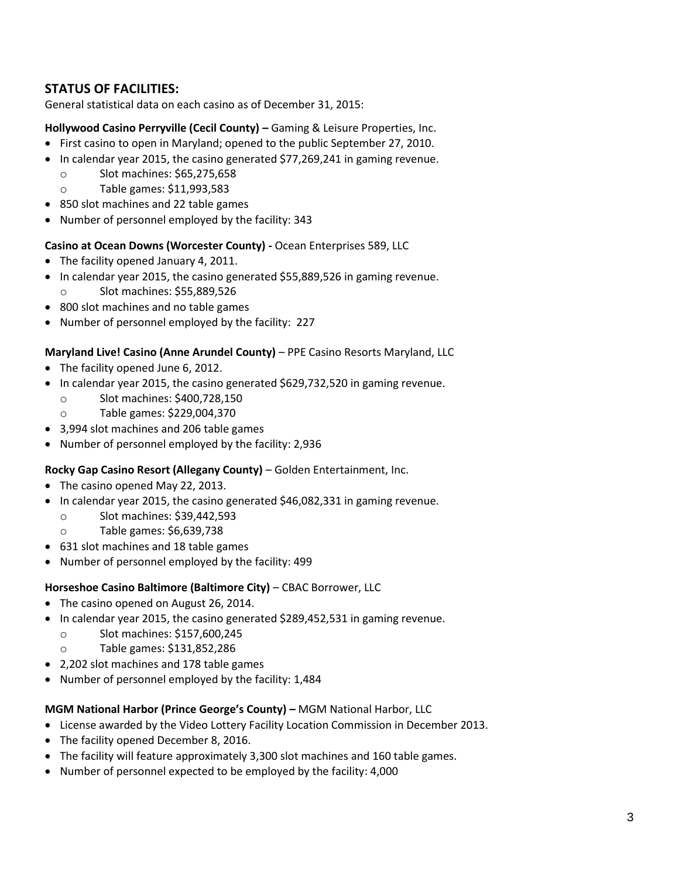## STATUS OF FACILITIES:

General statistical data on each casino as of December 31, 2015:

**Hollywood Casino Perryville (Cecil County) –** Gaming & Leisure Properties, Inc.

- First casino to open in Maryland; opened to the public September 27, 2010.
- In calendar year 2015, the casino generated $77,269,241 in gaming revenue.
  - Slot machines: $65,275,658
  - Table games: $11,993,583
- 850 slot machines and 22 table games
- Number of personnel employed by the facility: 343

**Casino at Ocean Downs (Worcester County) -** Ocean Enterprises 589, LLC

- The facility opened January 4, 2011.
- In calendar year 2015, the casino generated $55,889,526 in gaming revenue.
  - Slot machines: $55,889,526
- 800 slot machines and no table games
- Number of personnel employed by the facility: 227

**Maryland Live! Casino (Anne Arundel County)** – PPE Casino Resorts Maryland, LLC

- The facility opened June 6, 2012.
- In calendar year 2015, the casino generated $629,732,520 in gaming revenue.
  - Slot machines: $400,728,150
  - Table games: $229,004,370
- 3,994 slot machines and 206 table games
- Number of personnel employed by the facility: 2,936

**Rocky Gap Casino Resort (Allegany County)** – Golden Entertainment, Inc.

- The casino opened May 22, 2013.
- In calendar year 2015, the casino generated $46,082,331 in gaming revenue.
  - Slot machines: $39,442,593
  - Table games: $6,639,738
- 631 slot machines and 18 table games
- Number of personnel employed by the facility: 499

**Horseshoe Casino Baltimore (Baltimore City)** – CBAC Borrower, LLC

- The casino opened on August 26, 2014.
- In calendar year 2015, the casino generated $289,452,531 in gaming revenue.
  - Slot machines: $157,600,245
  - Table games: $131,852,286
- 2,202 slot machines and 178 table games
- Number of personnel employed by the facility: 1,484

**MGM National Harbor (Prince George's County) –** MGM National Harbor, LLC

- License awarded by the Video Lottery Facility Location Commission in December 2013.
- The facility opened December 8, 2016.
- The facility will feature approximately 3,300 slot machines and 160 table games.
- Number of personnel expected to be employed by the facility: 4,000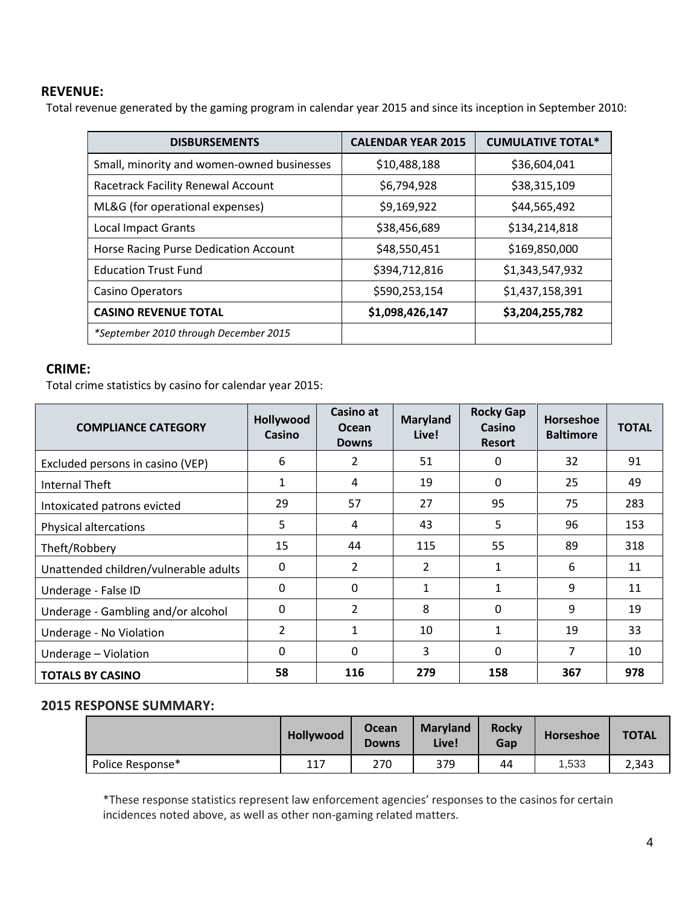## REVENUE:

Total revenue generated by the gaming program in calendar year 2015 and since its inception in September 2010:

| DISBURSEMENTS | CALENDAR YEAR 2015 | CUMULATIVE TOTAL* |
|---|---|---|
| Small, minority and women-owned businesses | $10,488,188 | $36,604,041 |
| Racetrack Facility Renewal Account | $6,794,928 | $38,315,109 |
| ML&G (for operational expenses) | $9,169,922 | $44,565,492 |
| Local Impact Grants | $38,456,689 | $134,214,818 |
| Horse Racing Purse Dedication Account | $48,550,451 | $169,850,000 |
| Education Trust Fund | $394,712,816 | $1,343,547,932 |
| Casino Operators | $590,253,154 | $1,437,158,391 |
| **CASINO REVENUE TOTAL** | **$1,098,426,147** | **$3,204,255,782** |
| *\*September 2010 through December 2015* | | |

## CRIME:

Total crime statistics by casino for calendar year 2015:

| COMPLIANCE CATEGORY | Hollywood Casino | Casino at Ocean Downs | Maryland Live! | Rocky Gap Casino Resort | Horseshoe Baltimore | TOTAL |
|---|---|---|---|---|---|---|
| Excluded persons in casino (VEP) | 6 | 2 | 51 | 0 | 32 | 91 |
| Internal Theft | 1 | 4 | 19 | 0 | 25 | 49 |
| Intoxicated patrons evicted | 29 | 57 | 27 | 95 | 75 | 283 |
| Physical altercations | 5 | 4 | 43 | 5 | 96 | 153 |
| Theft/Robbery | 15 | 44 | 115 | 55 | 89 | 318 |
| Unattended children/vulnerable adults | 0 | 2 | 2 | 1 | 6 | 11 |
| Underage - False ID | 0 | 0 | 1 | 1 | 9 | 11 |
| Underage - Gambling and/or alcohol | 0 | 2 | 8 | 0 | 9 | 19 |
| Underage - No Violation | 2 | 1 | 10 | 1 | 19 | 33 |
| Underage – Violation | 0 | 0 | 3 | 0 | 7 | 10 |
| **TOTALS BY CASINO** | **58** | **116** | **279** | **158** | **367** | **978** |

## 2015 RESPONSE SUMMARY:

| | Hollywood | Ocean Downs | Maryland Live! | Rocky Gap | Horseshoe | TOTAL |
|---|---|---|---|---|---|---|
| Police Response* | 117 | 270 | 379 | 44 | 1,533 | 2,343 |

*These response statistics represent law enforcement agencies' responses to the casinos for certain incidences noted above, as well as other non-gaming related matters.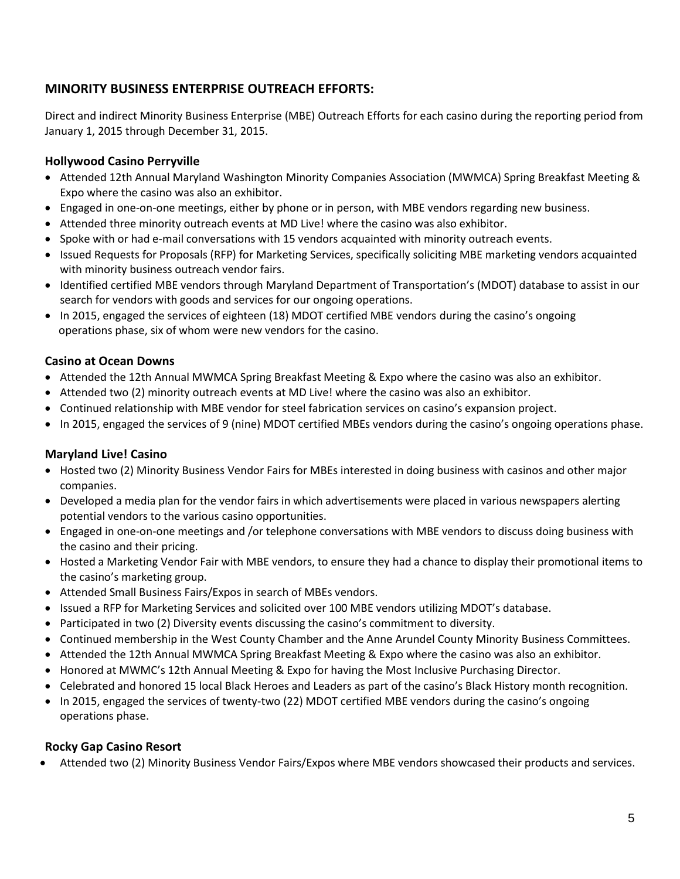## MINORITY BUSINESS ENTERPRISE OUTREACH EFFORTS:

Direct and indirect Minority Business Enterprise (MBE) Outreach Efforts for each casino during the reporting period from January 1, 2015 through December 31, 2015.

### Hollywood Casino Perryville

- Attended 12th Annual Maryland Washington Minority Companies Association (MWMCA) Spring Breakfast Meeting & Expo where the casino was also an exhibitor.
- Engaged in one-on-one meetings, either by phone or in person, with MBE vendors regarding new business.
- Attended three minority outreach events at MD Live! where the casino was also exhibitor.
- Spoke with or had e-mail conversations with 15 vendors acquainted with minority outreach events.
- Issued Requests for Proposals (RFP) for Marketing Services, specifically soliciting MBE marketing vendors acquainted with minority business outreach vendor fairs.
- Identified certified MBE vendors through Maryland Department of Transportation's (MDOT) database to assist in our search for vendors with goods and services for our ongoing operations.
- In 2015, engaged the services of eighteen (18) MDOT certified MBE vendors during the casino's ongoing operations phase, six of whom were new vendors for the casino.

### Casino at Ocean Downs

- Attended the 12th Annual MWMCA Spring Breakfast Meeting & Expo where the casino was also an exhibitor.
- Attended two (2) minority outreach events at MD Live! where the casino was also an exhibitor.
- Continued relationship with MBE vendor for steel fabrication services on casino's expansion project.
- In 2015, engaged the services of 9 (nine) MDOT certified MBEs vendors during the casino's ongoing operations phase.

### Maryland Live! Casino

- Hosted two (2) Minority Business Vendor Fairs for MBEs interested in doing business with casinos and other major companies.
- Developed a media plan for the vendor fairs in which advertisements were placed in various newspapers alerting potential vendors to the various casino opportunities.
- Engaged in one-on-one meetings and /or telephone conversations with MBE vendors to discuss doing business with the casino and their pricing.
- Hosted a Marketing Vendor Fair with MBE vendors, to ensure they had a chance to display their promotional items to the casino's marketing group.
- Attended Small Business Fairs/Expos in search of MBEs vendors.
- Issued a RFP for Marketing Services and solicited over 100 MBE vendors utilizing MDOT's database.
- Participated in two (2) Diversity events discussing the casino's commitment to diversity.
- Continued membership in the West County Chamber and the Anne Arundel County Minority Business Committees.
- Attended the 12th Annual MWMCA Spring Breakfast Meeting & Expo where the casino was also an exhibitor.
- Honored at MWMC's 12th Annual Meeting & Expo for having the Most Inclusive Purchasing Director.
- Celebrated and honored 15 local Black Heroes and Leaders as part of the casino's Black History month recognition.
- In 2015, engaged the services of twenty-two (22) MDOT certified MBE vendors during the casino's ongoing operations phase.

### Rocky Gap Casino Resort

- Attended two (2) Minority Business Vendor Fairs/Expos where MBE vendors showcased their products and services.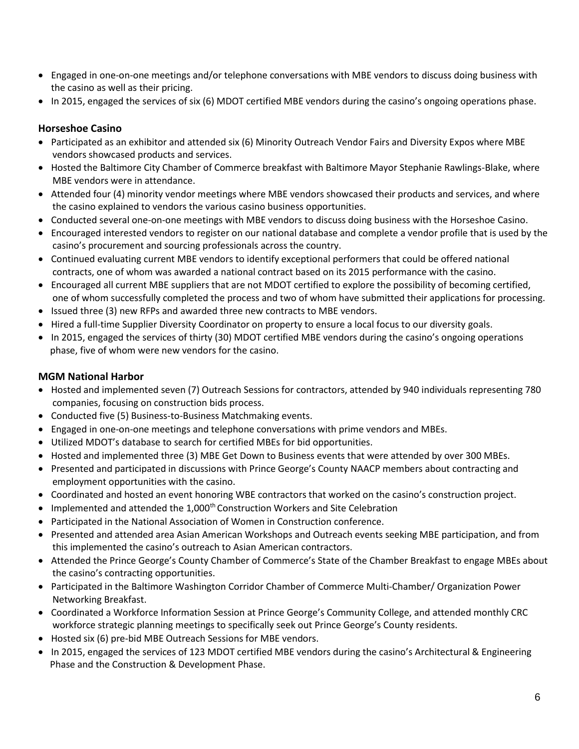- Engaged in one-on-one meetings and/or telephone conversations with MBE vendors to discuss doing business with the casino as well as their pricing.
- In 2015, engaged the services of six (6) MDOT certified MBE vendors during the casino's ongoing operations phase.

### Horseshoe Casino

- Participated as an exhibitor and attended six (6) Minority Outreach Vendor Fairs and Diversity Expos where MBE vendors showcased products and services.
- Hosted the Baltimore City Chamber of Commerce breakfast with Baltimore Mayor Stephanie Rawlings-Blake, where MBE vendors were in attendance.
- Attended four (4) minority vendor meetings where MBE vendors showcased their products and services, and where the casino explained to vendors the various casino business opportunities.
- Conducted several one-on-one meetings with MBE vendors to discuss doing business with the Horseshoe Casino.
- Encouraged interested vendors to register on our national database and complete a vendor profile that is used by the casino's procurement and sourcing professionals across the country.
- Continued evaluating current MBE vendors to identify exceptional performers that could be offered national contracts, one of whom was awarded a national contract based on its 2015 performance with the casino.
- Encouraged all current MBE suppliers that are not MDOT certified to explore the possibility of becoming certified, one of whom successfully completed the process and two of whom have submitted their applications for processing.
- Issued three (3) new RFPs and awarded three new contracts to MBE vendors.
- Hired a full-time Supplier Diversity Coordinator on property to ensure a local focus to our diversity goals.
- In 2015, engaged the services of thirty (30) MDOT certified MBE vendors during the casino's ongoing operations phase, five of whom were new vendors for the casino.

### MGM National Harbor

- Hosted and implemented seven (7) Outreach Sessions for contractors, attended by 940 individuals representing 780 companies, focusing on construction bids process.
- Conducted five (5) Business-to-Business Matchmaking events.
- Engaged in one-on-one meetings and telephone conversations with prime vendors and MBEs.
- Utilized MDOT's database to search for certified MBEs for bid opportunities.
- Hosted and implemented three (3) MBE Get Down to Business events that were attended by over 300 MBEs.
- Presented and participated in discussions with Prince George's County NAACP members about contracting and employment opportunities with the casino.
- Coordinated and hosted an event honoring WBE contractors that worked on the casino's construction project.
- Implemented and attended the 1,000th Construction Workers and Site Celebration
- Participated in the National Association of Women in Construction conference.
- Presented and attended area Asian American Workshops and Outreach events seeking MBE participation, and from this implemented the casino's outreach to Asian American contractors.
- Attended the Prince George's County Chamber of Commerce's State of the Chamber Breakfast to engage MBEs about the casino's contracting opportunities.
- Participated in the Baltimore Washington Corridor Chamber of Commerce Multi-Chamber/ Organization Power Networking Breakfast.
- Coordinated a Workforce Information Session at Prince George's Community College, and attended monthly CRC workforce strategic planning meetings to specifically seek out Prince George's County residents.
- Hosted six (6) pre-bid MBE Outreach Sessions for MBE vendors.
- In 2015, engaged the services of 123 MDOT certified MBE vendors during the casino's Architectural & Engineering Phase and the Construction & Development Phase.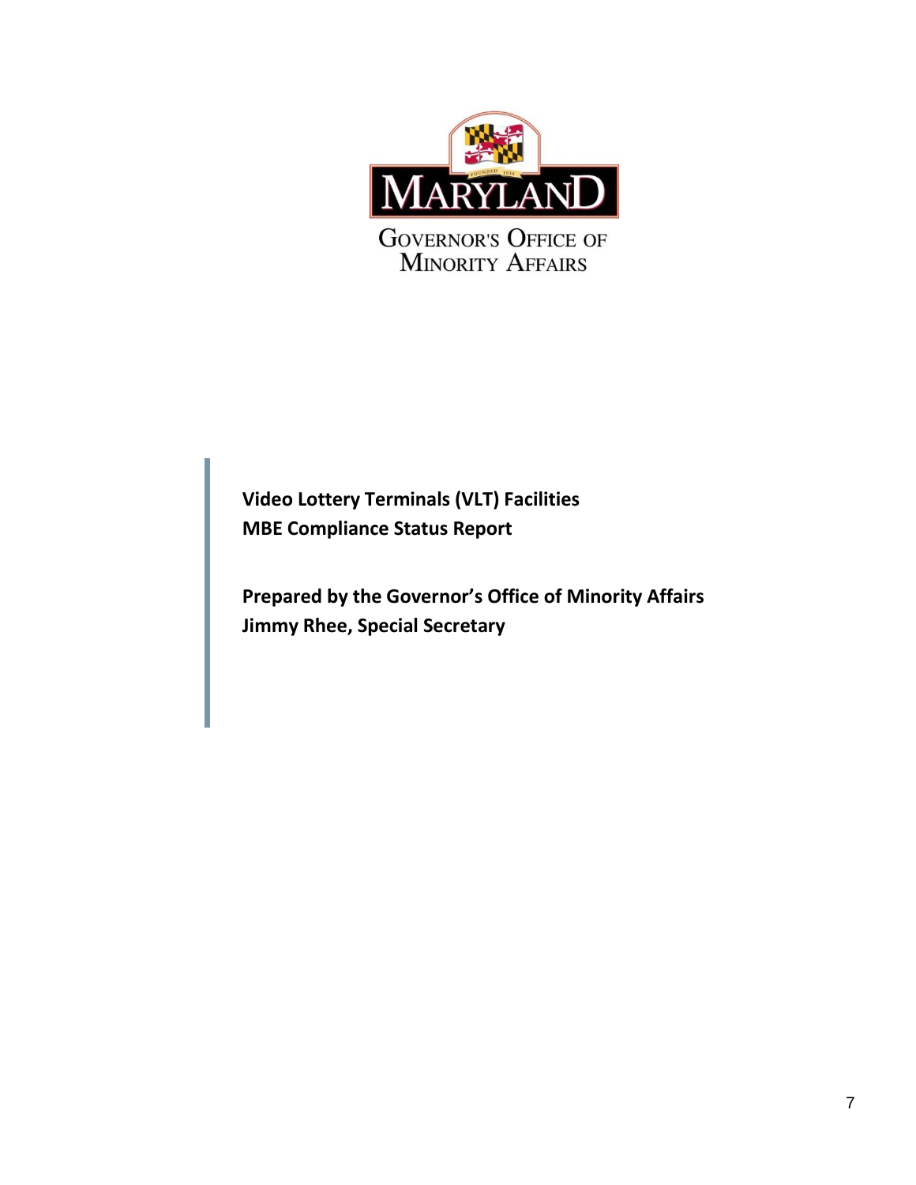MARYLAND

GOVERNOR'S OFFICE OF MINORITY AFFAIRS

**Video Lottery Terminals (VLT) Facilities**
**MBE Compliance Status Report**

**Prepared by the Governor's Office of Minority Affairs**
**Jimmy Rhee, Special Secretary**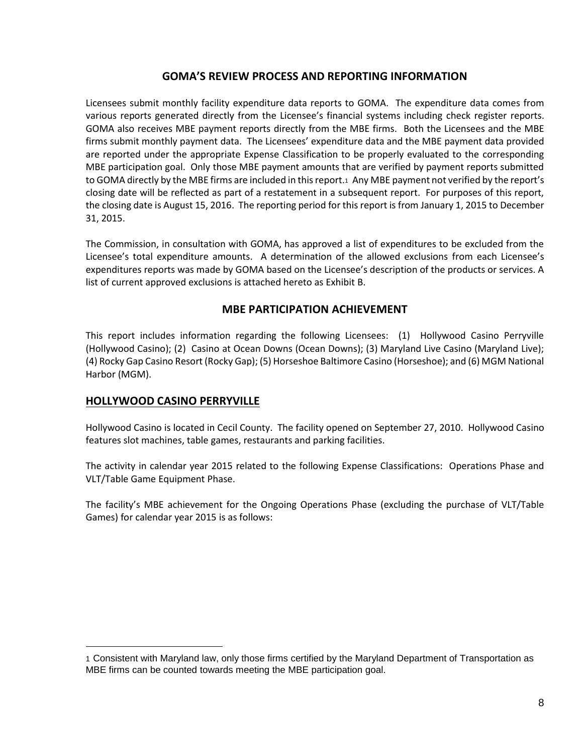## GOMA'S REVIEW PROCESS AND REPORTING INFORMATION

Licensees submit monthly facility expenditure data reports to GOMA. The expenditure data comes from various reports generated directly from the Licensee's financial systems including check register reports. GOMA also receives MBE payment reports directly from the MBE firms. Both the Licensees and the MBE firms submit monthly payment data. The Licensees' expenditure data and the MBE payment data provided are reported under the appropriate Expense Classification to be properly evaluated to the corresponding MBE participation goal. Only those MBE payment amounts that are verified by payment reports submitted to GOMA directly by the MBE firms are included in this report.[1] Any MBE payment not verified by the report's closing date will be reflected as part of a restatement in a subsequent report. For purposes of this report, the closing date is August 15, 2016. The reporting period for this report is from January 1, 2015 to December 31, 2015.

The Commission, in consultation with GOMA, has approved a list of expenditures to be excluded from the Licensee's total expenditure amounts. A determination of the allowed exclusions from each Licensee's expenditures reports was made by GOMA based on the Licensee's description of the products or services. A list of current approved exclusions is attached hereto as Exhibit B.

## MBE PARTICIPATION ACHIEVEMENT

This report includes information regarding the following Licensees: (1) Hollywood Casino Perryville (Hollywood Casino); (2) Casino at Ocean Downs (Ocean Downs); (3) Maryland Live Casino (Maryland Live); (4) Rocky Gap Casino Resort (Rocky Gap); (5) Horseshoe Baltimore Casino (Horseshoe); and (6) MGM National Harbor (MGM).

### HOLLYWOOD CASINO PERRYVILLE

Hollywood Casino is located in Cecil County. The facility opened on September 27, 2010. Hollywood Casino features slot machines, table games, restaurants and parking facilities.

The activity in calendar year 2015 related to the following Expense Classifications: Operations Phase and VLT/Table Game Equipment Phase.

The facility's MBE achievement for the Ongoing Operations Phase (excluding the purchase of VLT/Table Games) for calendar year 2015 is as follows:

[1] Consistent with Maryland law, only those firms certified by the Maryland Department of Transportation as MBE firms can be counted towards meeting the MBE participation goal.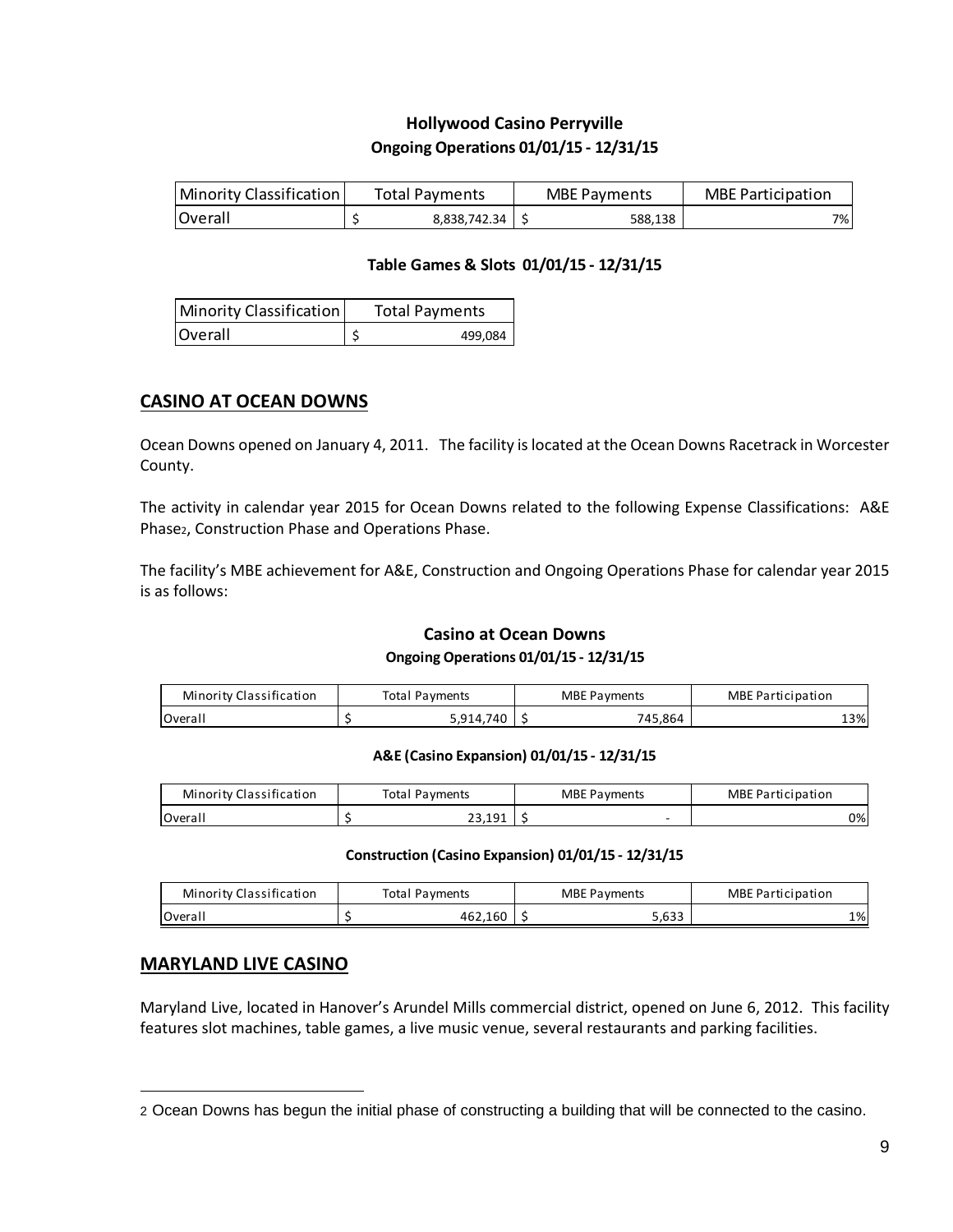### Hollywood Casino Perryville

#### Ongoing Operations 01/01/15 - 12/31/15

| Minority Classification | Total Payments | MBE Payments | MBE Participation |
|---|---|---|---|
| Overall | $ 8,838,742.34 | $ 588,138 | 7% |

#### Table Games & Slots 01/01/15 - 12/31/15

| Minority Classification | Total Payments |
|---|---|
| Overall | $ 499,084 |

## CASINO AT OCEAN DOWNS

Ocean Downs opened on January 4, 2011. The facility is located at the Ocean Downs Racetrack in Worcester County.

The activity in calendar year 2015 for Ocean Downs related to the following Expense Classifications: A&E Phase[2], Construction Phase and Operations Phase.

The facility's MBE achievement for A&E, Construction and Ongoing Operations Phase for calendar year 2015 is as follows:

### Casino at Ocean Downs

#### Ongoing Operations 01/01/15 - 12/31/15

| Minority Classification | Total Payments | MBE Payments | MBE Participation |
|---|---|---|---|
| Overall | $ 5,914,740 | $ 745,864 | 13% |

#### A&E (Casino Expansion) 01/01/15 - 12/31/15

| Minority Classification | Total Payments | MBE Payments | MBE Participation |
|---|---|---|---|
| Overall | $ 23,191 | $ - | 0% |

#### Construction (Casino Expansion) 01/01/15 - 12/31/15

| Minority Classification | Total Payments | MBE Payments | MBE Participation |
|---|---|---|---|
| Overall | $ 462,160 | $ 5,633 | 1% |

## MARYLAND LIVE CASINO

Maryland Live, located in Hanover's Arundel Mills commercial district, opened on June 6, 2012. This facility features slot machines, table games, a live music venue, several restaurants and parking facilities.

[2] Ocean Downs has begun the initial phase of constructing a building that will be connected to the casino.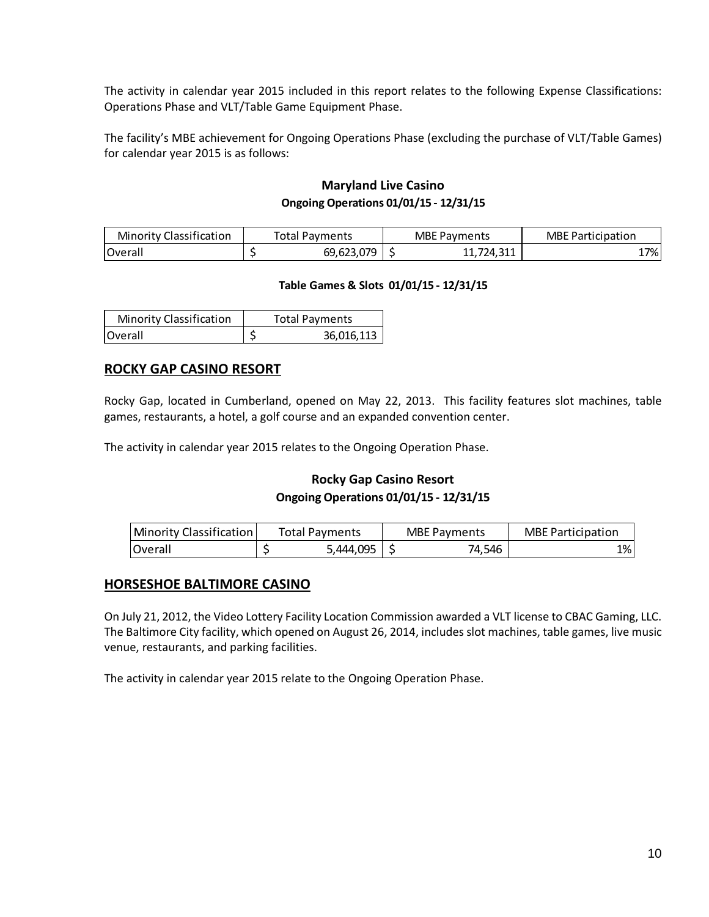The activity in calendar year 2015 included in this report relates to the following Expense Classifications: Operations Phase and VLT/Table Game Equipment Phase.

The facility's MBE achievement for Ongoing Operations Phase (excluding the purchase of VLT/Table Games) for calendar year 2015 is as follows:

**Maryland Live Casino**

**Ongoing Operations 01/01/15 - 12/31/15**

| Minority Classification | Total Payments | MBE Payments | MBE Participation |
|---|---|---|---|
| Overall | $ 69,623,079 | $ 11,724,311 | 17% |

**Table Games & Slots 01/01/15 - 12/31/15**

| Minority Classification | Total Payments |
|---|---|
| Overall | $ 36,016,113 |

## ROCKY GAP CASINO RESORT

Rocky Gap, located in Cumberland, opened on May 22, 2013. This facility features slot machines, table games, restaurants, a hotel, a golf course and an expanded convention center.

The activity in calendar year 2015 relates to the Ongoing Operation Phase.

**Rocky Gap Casino Resort**

**Ongoing Operations 01/01/15 - 12/31/15**

| Minority Classification | Total Payments | MBE Payments | MBE Participation |
|---|---|---|---|
| Overall | $ 5,444,095 | $ 74,546 | 1% |

## HORSESHOE BALTIMORE CASINO

On July 21, 2012, the Video Lottery Facility Location Commission awarded a VLT license to CBAC Gaming, LLC. The Baltimore City facility, which opened on August 26, 2014, includes slot machines, table games, live music venue, restaurants, and parking facilities.

The activity in calendar year 2015 relate to the Ongoing Operation Phase.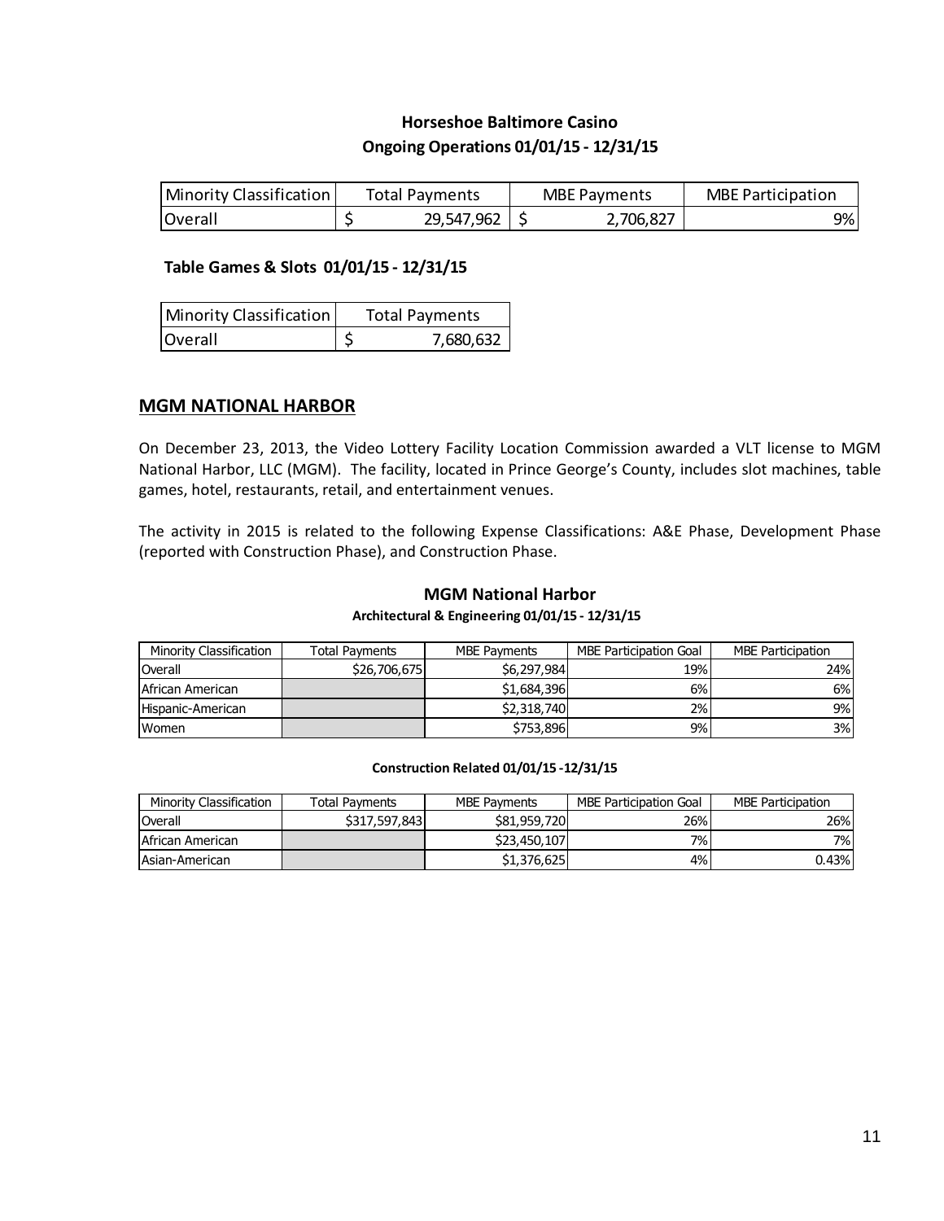**Horseshoe Baltimore Casino**

**Ongoing Operations 01/01/15 - 12/31/15**

| Minority Classification | Total Payments | MBE Payments | MBE Participation |
|---|---|---|---|
| Overall | $ 29,547,962 | $ 2,706,827 | 9% |

**Table Games & Slots 01/01/15 - 12/31/15**

| Minority Classification | Total Payments |
|---|---|
| Overall | $ 7,680,632 |

## MGM NATIONAL HARBOR

On December 23, 2013, the Video Lottery Facility Location Commission awarded a VLT license to MGM National Harbor, LLC (MGM). The facility, located in Prince George's County, includes slot machines, table games, hotel, restaurants, retail, and entertainment venues.

The activity in 2015 is related to the following Expense Classifications: A&E Phase, Development Phase (reported with Construction Phase), and Construction Phase.

**MGM National Harbor**

**Architectural & Engineering 01/01/15 - 12/31/15**

| Minority Classification | Total Payments | MBE Payments | MBE Participation Goal | MBE Participation |
|---|---|---|---|---|
| Overall | $26,706,675 | $6,297,984 | 19% | 24% |
| African American | | $1,684,396 | 6% | 6% |
| Hispanic-American | | $2,318,740 | 2% | 9% |
| Women | | $753,896 | 9% | 3% |

**Construction Related 01/01/15 -12/31/15**

| Minority Classification | Total Payments | MBE Payments | MBE Participation Goal | MBE Participation |
|---|---|---|---|---|
| Overall | $317,597,843 | $81,959,720 | 26% | 26% |
| African American | | $23,450,107 | 7% | 7% |
| Asian-American | | $1,376,625 | 4% | 0.43% |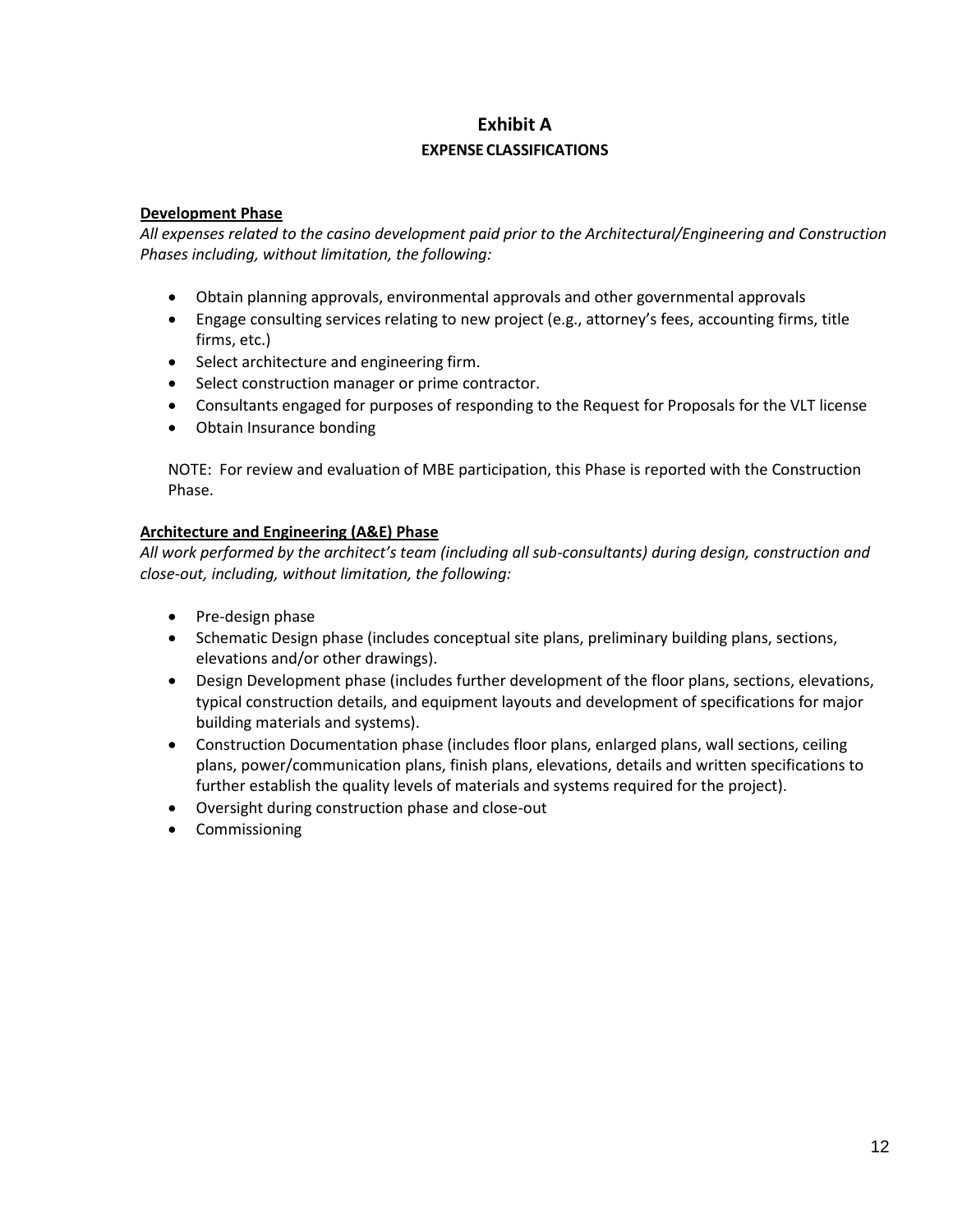# Exhibit A

## EXPENSE CLASSIFICATIONS

**Development Phase**

*All expenses related to the casino development paid prior to the Architectural/Engineering and Construction Phases including, without limitation, the following:*

- Obtain planning approvals, environmental approvals and other governmental approvals
- Engage consulting services relating to new project (e.g., attorney's fees, accounting firms, title firms, etc.)
- Select architecture and engineering firm.
- Select construction manager or prime contractor.
- Consultants engaged for purposes of responding to the Request for Proposals for the VLT license
- Obtain Insurance bonding

NOTE: For review and evaluation of MBE participation, this Phase is reported with the Construction Phase.

**Architecture and Engineering (A&E) Phase**

*All work performed by the architect's team (including all sub-consultants) during design, construction and close-out, including, without limitation, the following:*

- Pre-design phase
- Schematic Design phase (includes conceptual site plans, preliminary building plans, sections, elevations and/or other drawings).
- Design Development phase (includes further development of the floor plans, sections, elevations, typical construction details, and equipment layouts and development of specifications for major building materials and systems).
- Construction Documentation phase (includes floor plans, enlarged plans, wall sections, ceiling plans, power/communication plans, finish plans, elevations, details and written specifications to further establish the quality levels of materials and systems required for the project).
- Oversight during construction phase and close-out
- Commissioning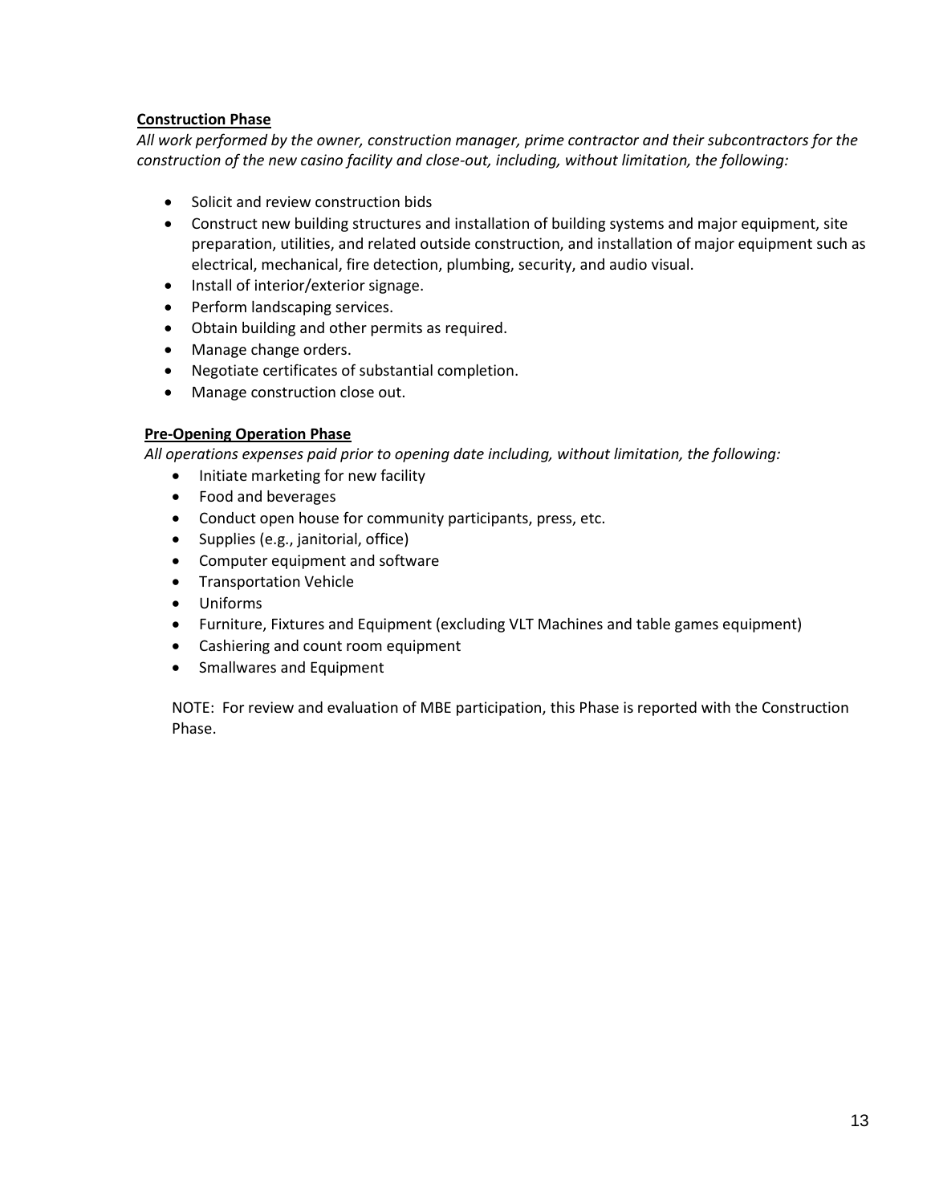**Construction Phase**

*All work performed by the owner, construction manager, prime contractor and their subcontractors for the construction of the new casino facility and close-out, including, without limitation, the following:*

- Solicit and review construction bids
- Construct new building structures and installation of building systems and major equipment, site preparation, utilities, and related outside construction, and installation of major equipment such as electrical, mechanical, fire detection, plumbing, security, and audio visual.
- Install of interior/exterior signage.
- Perform landscaping services.
- Obtain building and other permits as required.
- Manage change orders.
- Negotiate certificates of substantial completion.
- Manage construction close out.

**Pre-Opening Operation Phase**

*All operations expenses paid prior to opening date including, without limitation, the following:*

- Initiate marketing for new facility
- Food and beverages
- Conduct open house for community participants, press, etc.
- Supplies (e.g., janitorial, office)
- Computer equipment and software
- Transportation Vehicle
- Uniforms
- Furniture, Fixtures and Equipment (excluding VLT Machines and table games equipment)
- Cashiering and count room equipment
- Smallwares and Equipment

NOTE: For review and evaluation of MBE participation, this Phase is reported with the Construction Phase.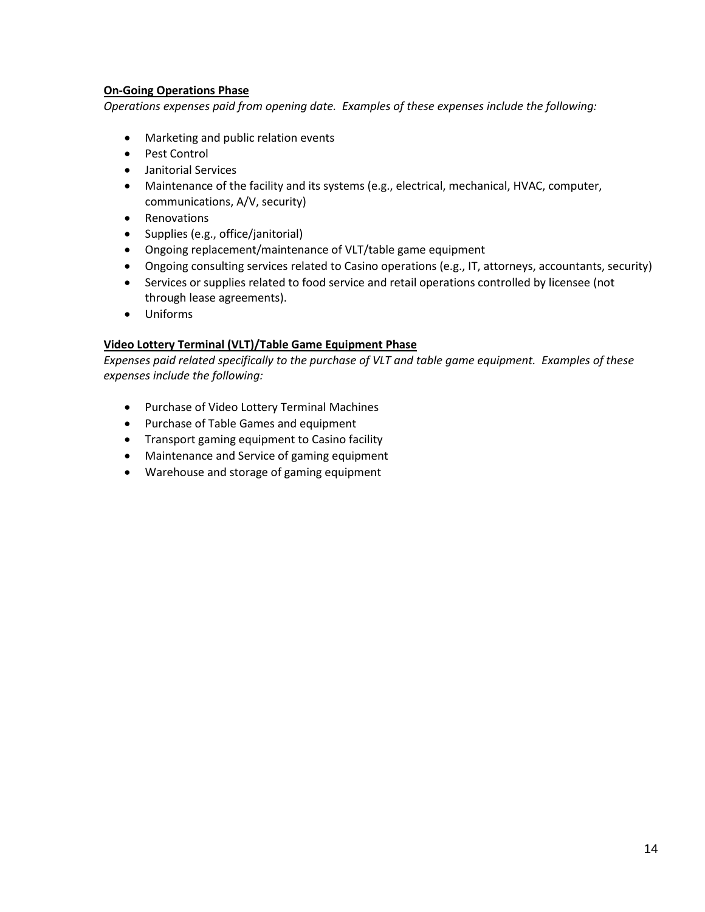**<u>On-Going Operations Phase</u>**

*Operations expenses paid from opening date. Examples of these expenses include the following:*

- Marketing and public relation events
- Pest Control
- Janitorial Services
- Maintenance of the facility and its systems (e.g., electrical, mechanical, HVAC, computer, communications, A/V, security)
- Renovations
- Supplies (e.g., office/janitorial)
- Ongoing replacement/maintenance of VLT/table game equipment
- Ongoing consulting services related to Casino operations (e.g., IT, attorneys, accountants, security)
- Services or supplies related to food service and retail operations controlled by licensee (not through lease agreements).
- Uniforms

**<u>Video Lottery Terminal (VLT)/Table Game Equipment Phase</u>**

*Expenses paid related specifically to the purchase of VLT and table game equipment. Examples of these expenses include the following:*

- Purchase of Video Lottery Terminal Machines
- Purchase of Table Games and equipment
- Transport gaming equipment to Casino facility
- Maintenance and Service of gaming equipment
- Warehouse and storage of gaming equipment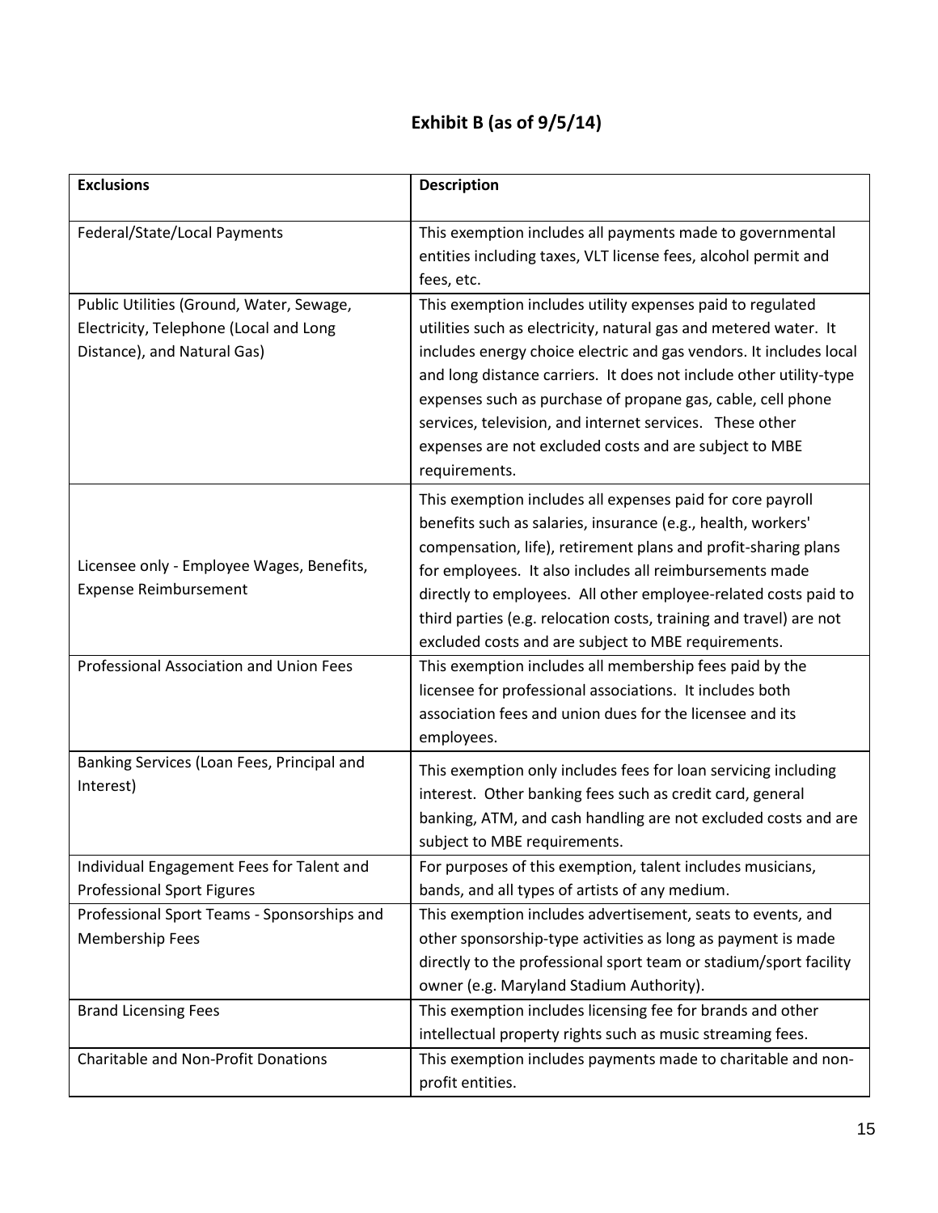# Exhibit B (as of 9/5/14)

| Exclusions | Description |
|---|---|
| Federal/State/Local Payments | This exemption includes all payments made to governmental entities including taxes, VLT license fees, alcohol permit and fees, etc. |
| Public Utilities (Ground, Water, Sewage, Electricity, Telephone (Local and Long Distance), and Natural Gas) | This exemption includes utility expenses paid to regulated utilities such as electricity, natural gas and metered water. It includes energy choice electric and gas vendors. It includes local and long distance carriers. It does not include other utility-type expenses such as purchase of propane gas, cable, cell phone services, television, and internet services. These other expenses are not excluded costs and are subject to MBE requirements. |
| Licensee only - Employee Wages, Benefits, Expense Reimbursement | This exemption includes all expenses paid for core payroll benefits such as salaries, insurance (e.g., health, workers' compensation, life), retirement plans and profit-sharing plans for employees. It also includes all reimbursements made directly to employees. All other employee-related costs paid to third parties (e.g. relocation costs, training and travel) are not excluded costs and are subject to MBE requirements. |
| Professional Association and Union Fees | This exemption includes all membership fees paid by the licensee for professional associations. It includes both association fees and union dues for the licensee and its employees. |
| Banking Services (Loan Fees, Principal and Interest) | This exemption only includes fees for loan servicing including interest. Other banking fees such as credit card, general banking, ATM, and cash handling are not excluded costs and are subject to MBE requirements. |
| Individual Engagement Fees for Talent and Professional Sport Figures | For purposes of this exemption, talent includes musicians, bands, and all types of artists of any medium. |
| Professional Sport Teams - Sponsorships and Membership Fees | This exemption includes advertisement, seats to events, and other sponsorship-type activities as long as payment is made directly to the professional sport team or stadium/sport facility owner (e.g. Maryland Stadium Authority). |
| Brand Licensing Fees | This exemption includes licensing fee for brands and other intellectual property rights such as music streaming fees. |
| Charitable and Non-Profit Donations | This exemption includes payments made to charitable and non-profit entities. |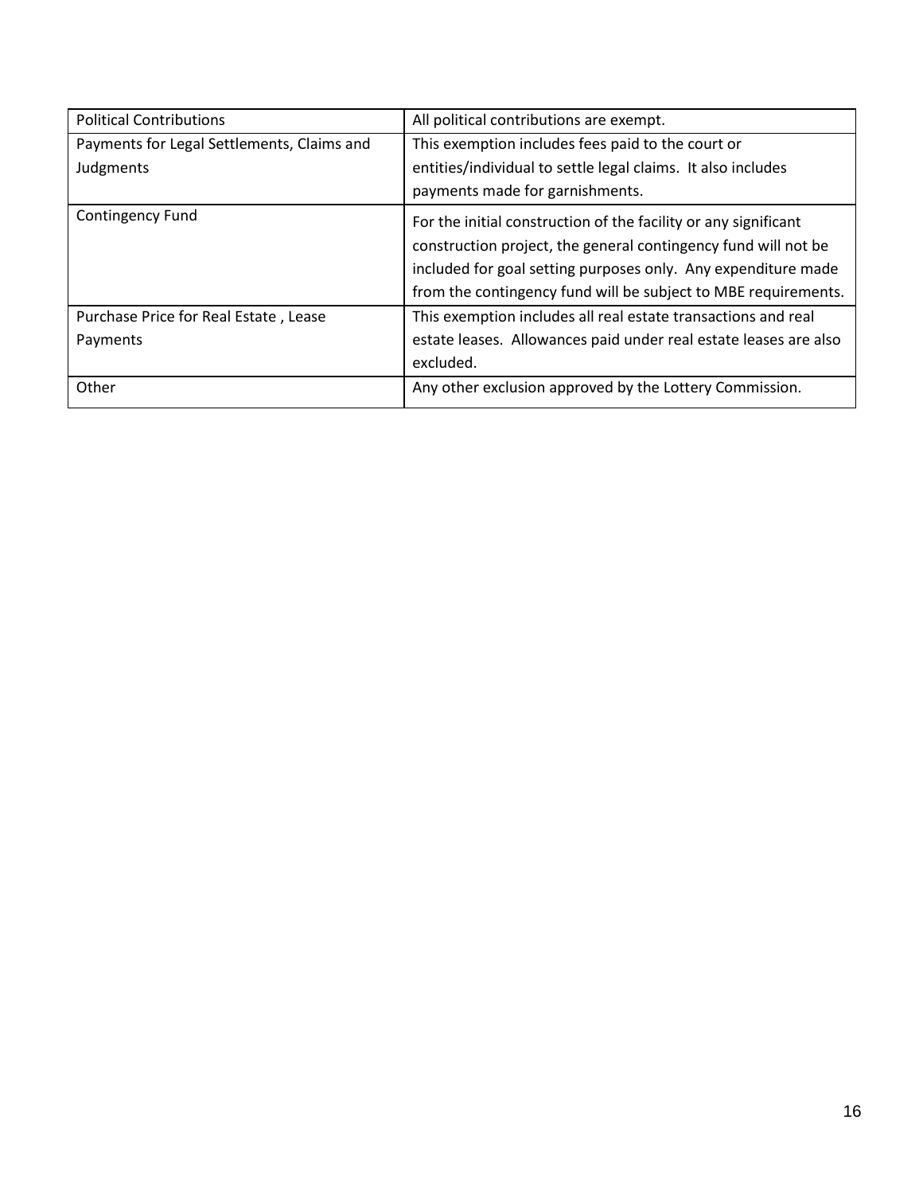| | |
|---|---|
| Political Contributions | All political contributions are exempt. |
| Payments for Legal Settlements, Claims and Judgments | This exemption includes fees paid to the court or entities/individual to settle legal claims. It also includes payments made for garnishments. |
| Contingency Fund | For the initial construction of the facility or any significant construction project, the general contingency fund will not be included for goal setting purposes only. Any expenditure made from the contingency fund will be subject to MBE requirements. |
| Purchase Price for Real Estate , Lease Payments | This exemption includes all real estate transactions and real estate leases. Allowances paid under real estate leases are also excluded. |
| Other | Any other exclusion approved by the Lottery Commission. |